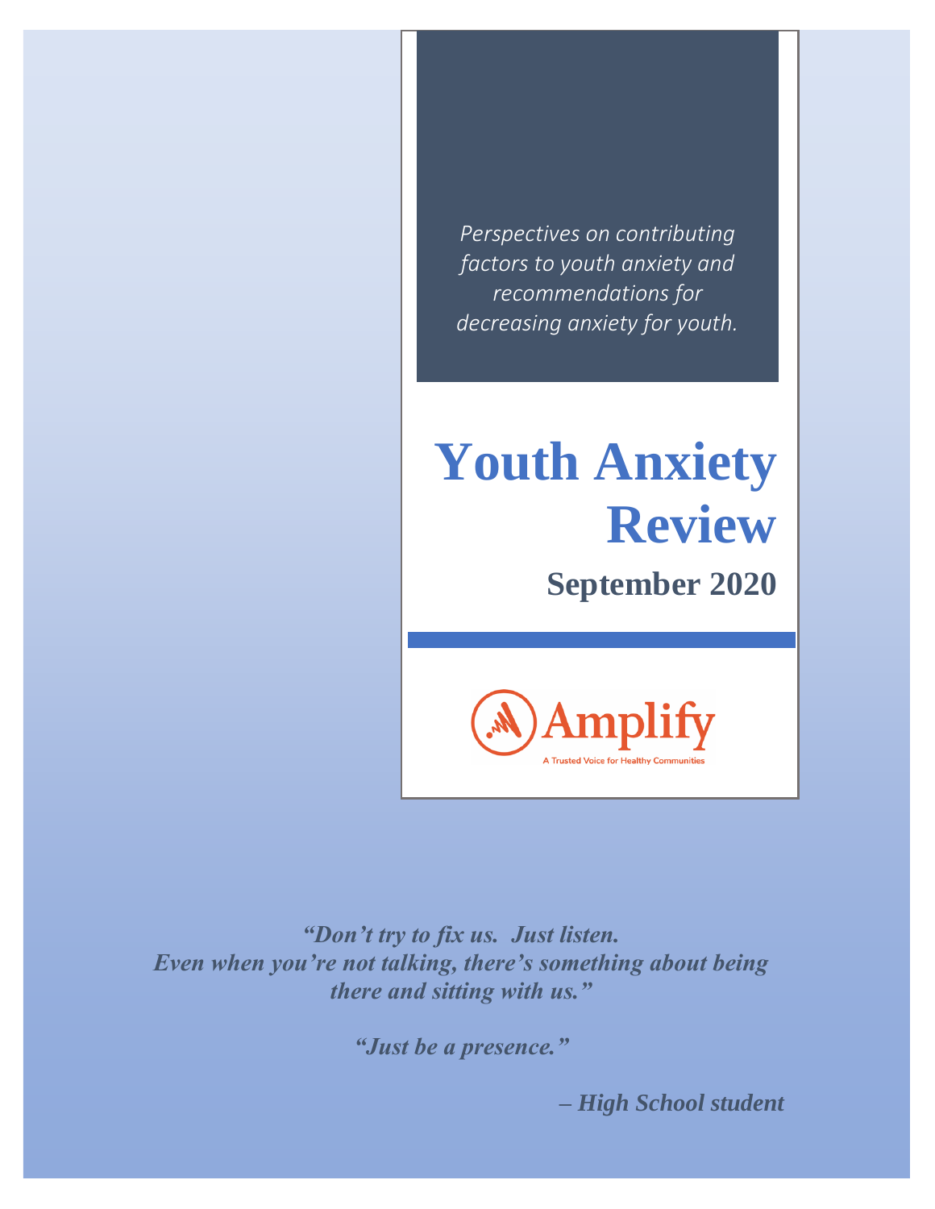*Perspectives on contributing factors to youth anxiety and recommendations for decreasing anxiety for youth.*

# Youth Anxiety Review

## September 2020

Amplify

A Trusted Voice for Healthy Communities

***"Don't try to fix us. Just listen. Even when you're not talking, there's something about being there and sitting with us."***

***"Just be a presence."***

***– High School student***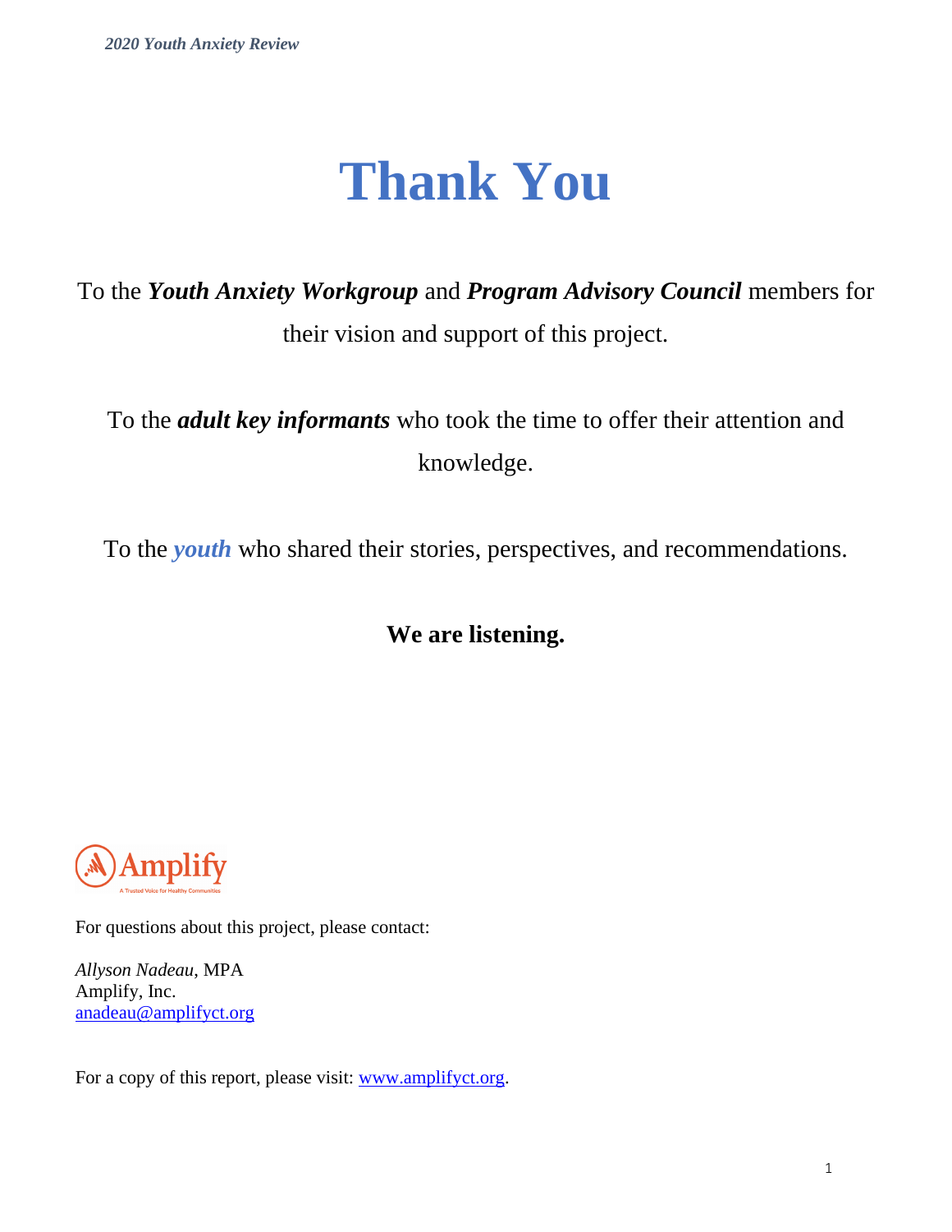# Thank You

To the ***Youth Anxiety Workgroup*** and ***Program Advisory Council*** members for their vision and support of this project.

To the ***adult key informants*** who took the time to offer their attention and knowledge.

To the ***youth*** who shared their stories, perspectives, and recommendations.

**We are listening.**

Amplify

A Trusted Voice for Healthy Communities

For questions about this project, please contact:

*Allyson Nadeau*, MPA
Amplify, Inc.
anadeau@amplifyct.org

For a copy of this report, please visit: www.amplifyct.org.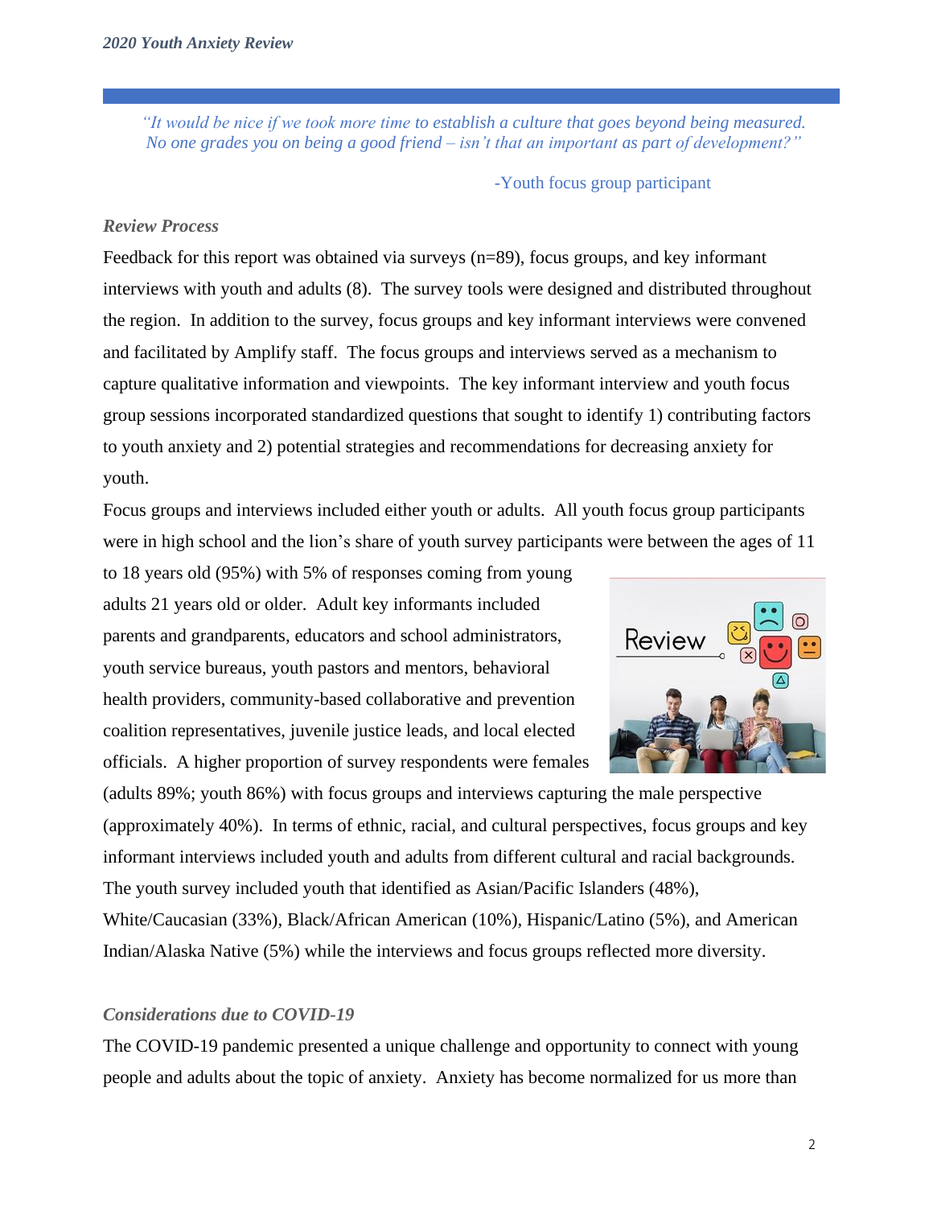*"It would be nice if we took more time to establish a culture that goes beyond being measured. No one grades you on being a good friend – isn't that an important as part of development?"*

-Youth focus group participant

### *Review Process*

Feedback for this report was obtained via surveys (n=89), focus groups, and key informant interviews with youth and adults (8). The survey tools were designed and distributed throughout the region. In addition to the survey, focus groups and key informant interviews were convened and facilitated by Amplify staff. The focus groups and interviews served as a mechanism to capture qualitative information and viewpoints. The key informant interview and youth focus group sessions incorporated standardized questions that sought to identify 1) contributing factors to youth anxiety and 2) potential strategies and recommendations for decreasing anxiety for youth.

Focus groups and interviews included either youth or adults. All youth focus group participants were in high school and the lion's share of youth survey participants were between the ages of 11 to 18 years old (95%) with 5% of responses coming from young adults 21 years old or older. Adult key informants included parents and grandparents, educators and school administrators, youth service bureaus, youth pastors and mentors, behavioral health providers, community-based collaborative and prevention coalition representatives, juvenile justice leads, and local elected officials. A higher proportion of survey respondents were females (adults 89%; youth 86%) with focus groups and interviews capturing the male perspective (approximately 40%). In terms of ethnic, racial, and cultural perspectives, focus groups and key informant interviews included youth and adults from different cultural and racial backgrounds. The youth survey included youth that identified as Asian/Pacific Islanders (48%), White/Caucasian (33%), Black/African American (10%), Hispanic/Latino (5%), and American Indian/Alaska Native (5%) while the interviews and focus groups reflected more diversity.

### *Considerations due to COVID-19*

The COVID-19 pandemic presented a unique challenge and opportunity to connect with young people and adults about the topic of anxiety. Anxiety has become normalized for us more than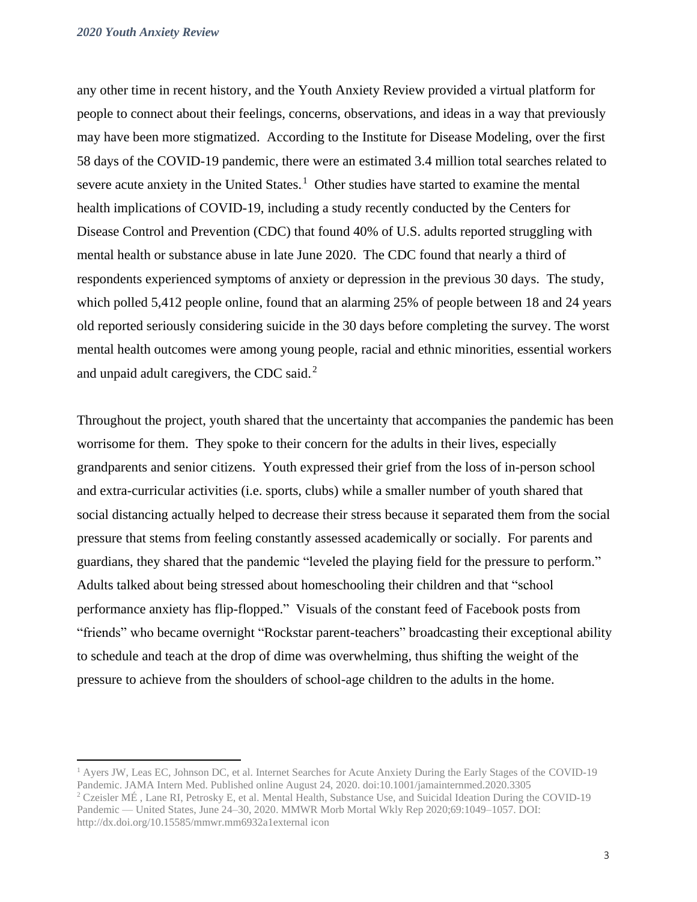any other time in recent history, and the Youth Anxiety Review provided a virtual platform for people to connect about their feelings, concerns, observations, and ideas in a way that previously may have been more stigmatized. According to the Institute for Disease Modeling, over the first 58 days of the COVID-19 pandemic, there were an estimated 3.4 million total searches related to severe acute anxiety in the United States.[1] Other studies have started to examine the mental health implications of COVID-19, including a study recently conducted by the Centers for Disease Control and Prevention (CDC) that found 40% of U.S. adults reported struggling with mental health or substance abuse in late June 2020. The CDC found that nearly a third of respondents experienced symptoms of anxiety or depression in the previous 30 days. The study, which polled 5,412 people online, found that an alarming 25% of people between 18 and 24 years old reported seriously considering suicide in the 30 days before completing the survey. The worst mental health outcomes were among young people, racial and ethnic minorities, essential workers and unpaid adult caregivers, the CDC said.[2]

Throughout the project, youth shared that the uncertainty that accompanies the pandemic has been worrisome for them. They spoke to their concern for the adults in their lives, especially grandparents and senior citizens. Youth expressed their grief from the loss of in-person school and extra-curricular activities (i.e. sports, clubs) while a smaller number of youth shared that social distancing actually helped to decrease their stress because it separated them from the social pressure that stems from feeling constantly assessed academically or socially. For parents and guardians, they shared that the pandemic "leveled the playing field for the pressure to perform." Adults talked about being stressed about homeschooling their children and that "school performance anxiety has flip-flopped." Visuals of the constant feed of Facebook posts from "friends" who became overnight "Rockstar parent-teachers" broadcasting their exceptional ability to schedule and teach at the drop of dime was overwhelming, thus shifting the weight of the pressure to achieve from the shoulders of school-age children to the adults in the home.

[1] Ayers JW, Leas EC, Johnson DC, et al. Internet Searches for Acute Anxiety During the Early Stages of the COVID-19 Pandemic. JAMA Intern Med. Published online August 24, 2020. doi:10.1001/jamainternmed.2020.3305

[2] Czeisler MÉ , Lane RI, Petrosky E, et al. Mental Health, Substance Use, and Suicidal Ideation During the COVID-19 Pandemic — United States, June 24–30, 2020. MMWR Morb Mortal Wkly Rep 2020;69:1049–1057. DOI: http://dx.doi.org/10.15585/mmwr.mm6932a1external icon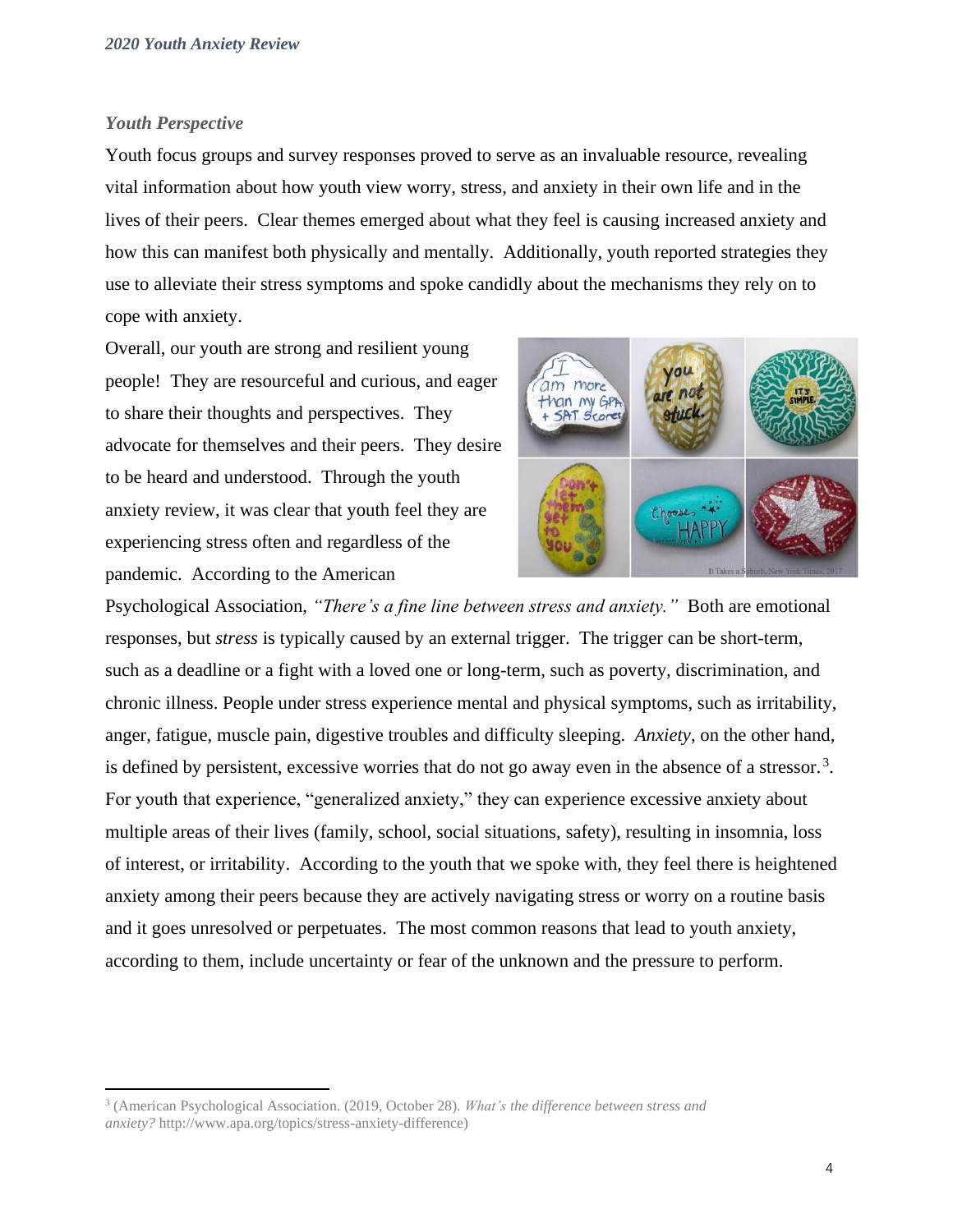### *Youth Perspective*

Youth focus groups and survey responses proved to serve as an invaluable resource, revealing vital information about how youth view worry, stress, and anxiety in their own life and in the lives of their peers. Clear themes emerged about what they feel is causing increased anxiety and how this can manifest both physically and mentally. Additionally, youth reported strategies they use to alleviate their stress symptoms and spoke candidly about the mechanisms they rely on to cope with anxiety.

Overall, our youth are strong and resilient young people! They are resourceful and curious, and eager to share their thoughts and perspectives. They advocate for themselves and their peers. They desire to be heard and understood. Through the youth anxiety review, it was clear that youth feel they are experiencing stress often and regardless of the pandemic. According to the American Psychological Association, *"There's a fine line between stress and anxiety."* Both are emotional responses, but *stress* is typically caused by an external trigger. The trigger can be short-term, such as a deadline or a fight with a loved one or long-term, such as poverty, discrimination, and chronic illness. People under stress experience mental and physical symptoms, such as irritability, anger, fatigue, muscle pain, digestive troubles and difficulty sleeping. *Anxiety*, on the other hand, is defined by persistent, excessive worries that do not go away even in the absence of a stressor.[3]. For youth that experience, "generalized anxiety," they can experience excessive anxiety about multiple areas of their lives (family, school, social situations, safety), resulting in insomnia, loss of interest, or irritability. According to the youth that we spoke with, they feel there is heightened anxiety among their peers because they are actively navigating stress or worry on a routine basis and it goes unresolved or perpetuates. The most common reasons that lead to youth anxiety, according to them, include uncertainty or fear of the unknown and the pressure to perform.

It Takes a Suburb, New York Times, 2017

---

[3] (American Psychological Association. (2019, October 28). *What's the difference between stress and anxiety?* http://www.apa.org/topics/stress-anxiety-difference)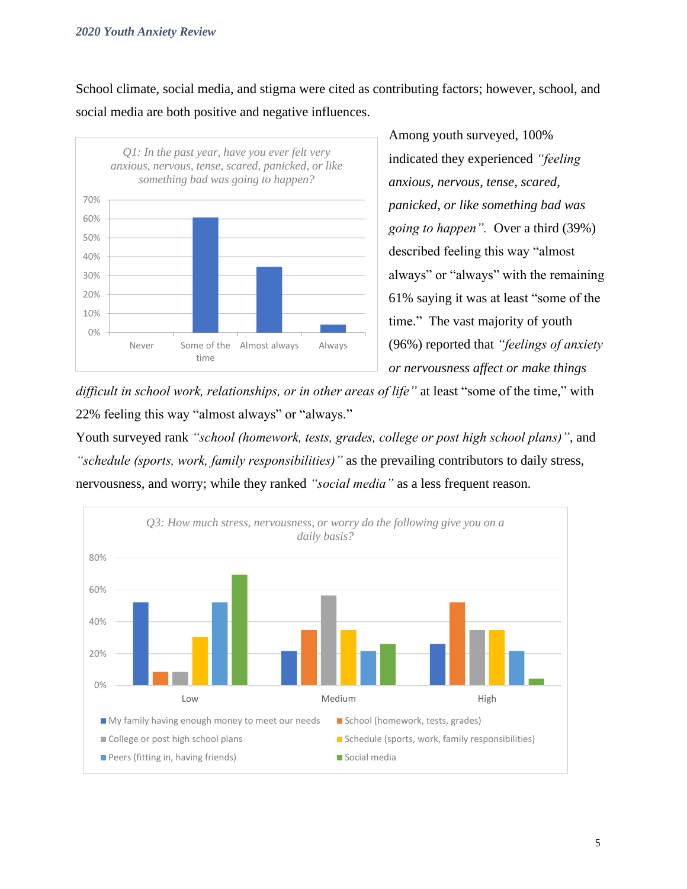School climate, social media, and stigma were cited as contributing factors; however, school, and social media are both positive and negative influences.

*Q1: In the past year, have you ever felt very anxious, nervous, tense, scared, panicked, or like something bad was going to happen?*

Among youth surveyed, 100% indicated they experienced *"feeling anxious, nervous, tense, scared, panicked, or like something bad was going to happen".* Over a third (39%) described feeling this way "almost always" or "always" with the remaining 61% saying it was at least "some of the time." The vast majority of youth (96%) reported that *"feelings of anxiety or nervousness affect or make things difficult in school work, relationships, or in other areas of life"* at least "some of the time," with 22% feeling this way "almost always" or "always."

Youth surveyed rank *"school (homework, tests, grades, college or post high school plans)"*, and *"schedule (sports, work, family responsibilities)"* as the prevailing contributors to daily stress, nervousness, and worry; while they ranked *"social media"* as a less frequent reason.

*Q3: How much stress, nervousness, or worry do the following give you on a daily basis?*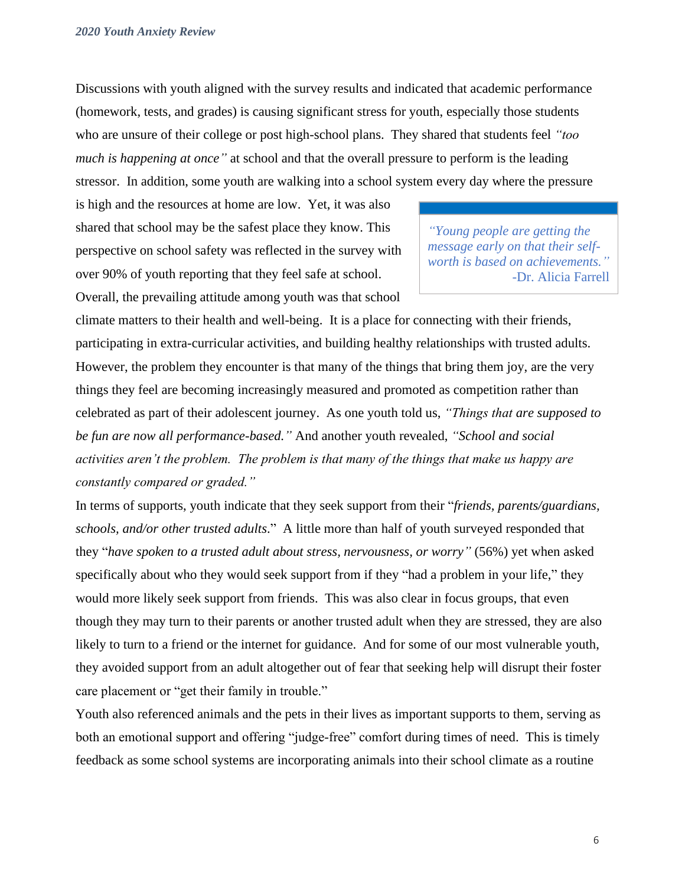Discussions with youth aligned with the survey results and indicated that academic performance (homework, tests, and grades) is causing significant stress for youth, especially those students who are unsure of their college or post high-school plans. They shared that students feel *"too much is happening at once"* at school and that the overall pressure to perform is the leading stressor. In addition, some youth are walking into a school system every day where the pressure is high and the resources at home are low. Yet, it was also shared that school may be the safest place they know. This perspective on school safety was reflected in the survey with over 90% of youth reporting that they feel safe at school. Overall, the prevailing attitude among youth was that school climate matters to their health and well-being. It is a place for connecting with their friends, participating in extra-curricular activities, and building healthy relationships with trusted adults. However, the problem they encounter is that many of the things that bring them joy, are the very things they feel are becoming increasingly measured and promoted as competition rather than celebrated as part of their adolescent journey. As one youth told us, *"Things that are supposed to be fun are now all performance-based."* And another youth revealed, *"School and social activities aren't the problem. The problem is that many of the things that make us happy are constantly compared or graded."*

> *"Young people are getting the message early on that their self-worth is based on achievements."*
> -Dr. Alicia Farrell

In terms of supports, youth indicate that they seek support from their "*friends, parents/guardians, schools, and/or other trusted adults*." A little more than half of youth surveyed responded that they "*have spoken to a trusted adult about stress, nervousness, or worry"* (56%) yet when asked specifically about who they would seek support from if they "had a problem in your life," they would more likely seek support from friends. This was also clear in focus groups, that even though they may turn to their parents or another trusted adult when they are stressed, they are also likely to turn to a friend or the internet for guidance. And for some of our most vulnerable youth, they avoided support from an adult altogether out of fear that seeking help will disrupt their foster care placement or "get their family in trouble."

Youth also referenced animals and the pets in their lives as important supports to them, serving as both an emotional support and offering "judge-free" comfort during times of need. This is timely feedback as some school systems are incorporating animals into their school climate as a routine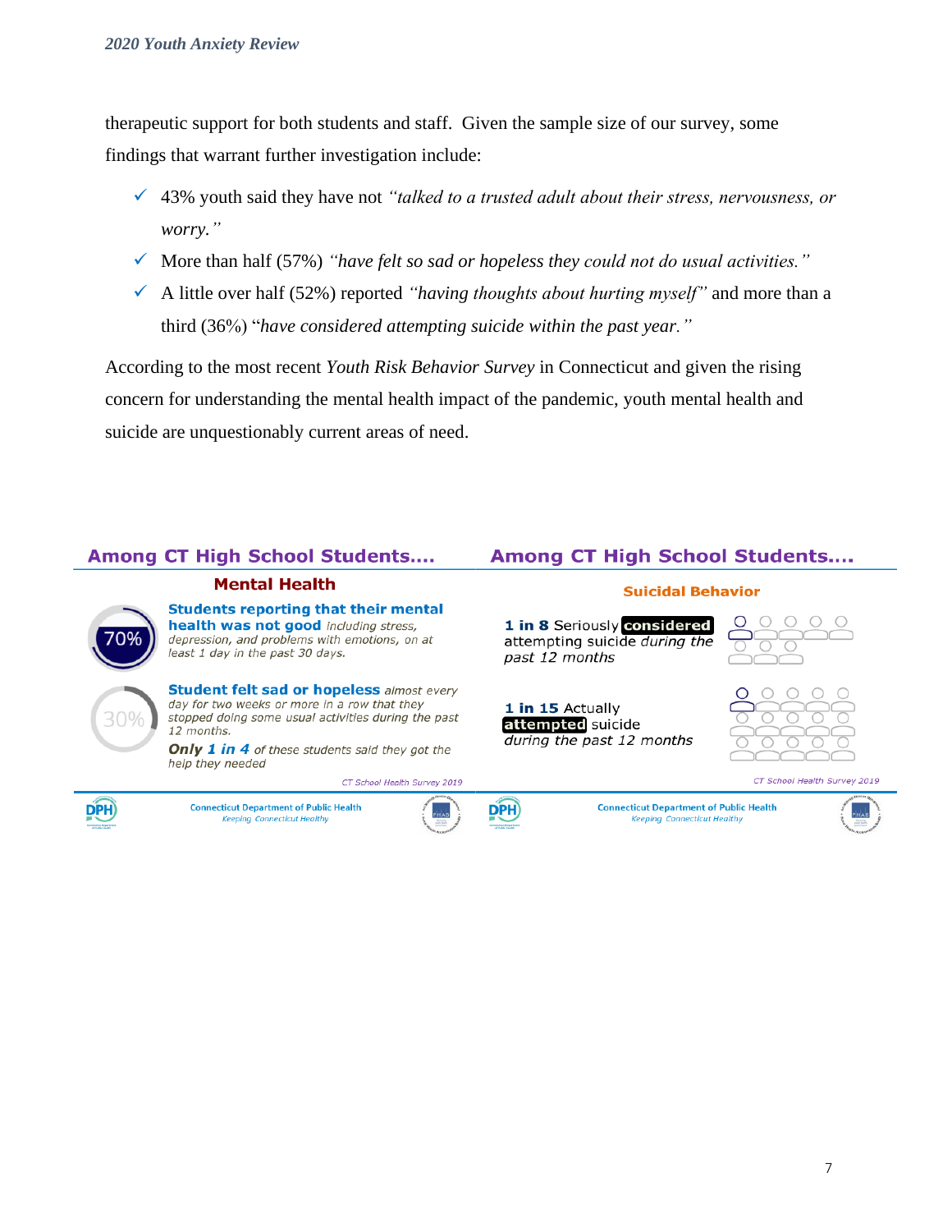therapeutic support for both students and staff. Given the sample size of our survey, some findings that warrant further investigation include:

- ✓ 43% youth said they have not *"talked to a trusted adult about their stress, nervousness, or worry."*
- ✓ More than half (57%) *"have felt so sad or hopeless they could not do usual activities."*
- ✓ A little over half (52%) reported *"having thoughts about hurting myself"* and more than a third (36%) "*have considered attempting suicide within the past year.*"

According to the most recent *Youth Risk Behavior Survey* in Connecticut and given the rising concern for understanding the mental health impact of the pandemic, youth mental health and suicide are unquestionably current areas of need.

## Among CT High School Students....

### Mental Health

70% — **Students reporting that their mental health was not good** *including stress, depression, and problems with emotions, on at least 1 day in the past 30 days.*

30% — **Student felt sad or hopeless** *almost every day for two weeks or more in a row that they stopped doing some usual activities during the past 12 months.*

***Only* 1 in 4** *of these students said they got the help they needed*

*CT School Health Survey 2019*

Connecticut Department of Public Health
*Keeping Connecticut Healthy*

## Among CT High School Students....

### Suicidal Behavior

**1 in 8** Seriously **considered** attempting suicide *during the past 12 months*

**1 in 15** Actually **attempted** suicide *during the past 12 months*

*CT School Health Survey 2019*

Connecticut Department of Public Health
*Keeping Connecticut Healthy*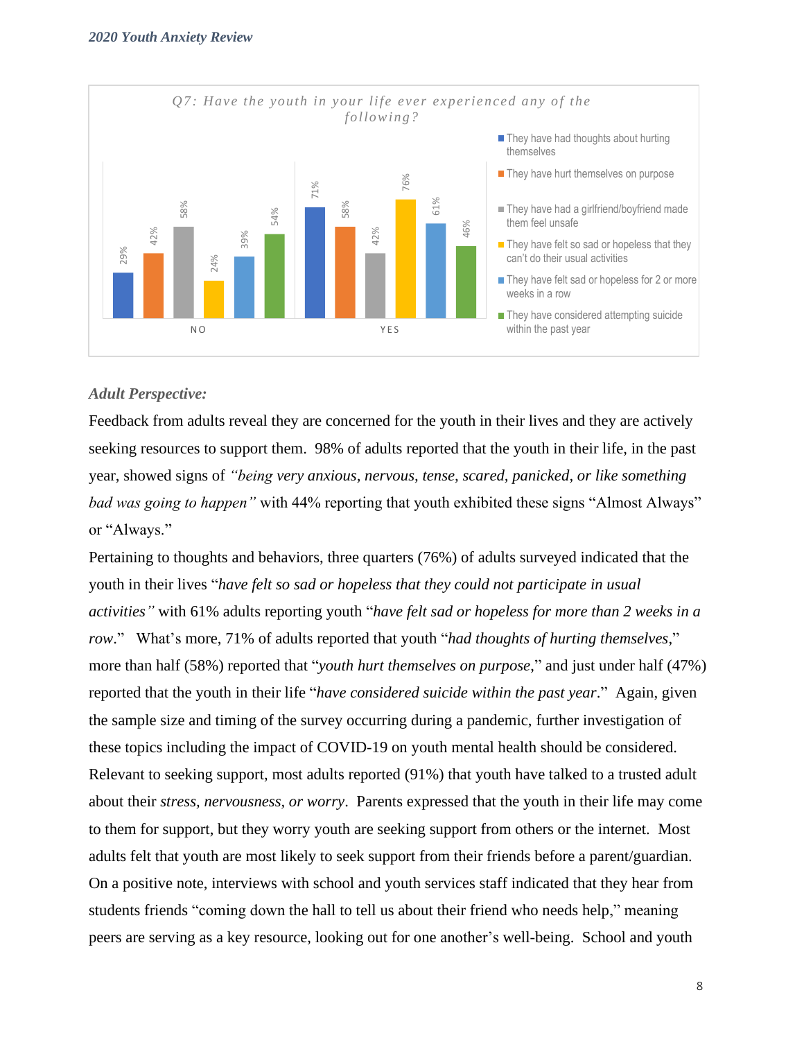**Q7: Have the youth in your life ever experienced any of the following?**

| | NO | YES |
|---|---|---|
| They have had thoughts about hurting themselves | 29% | 71% |
| They have hurt themselves on purpose | 42% | 58% |
| They have had a girlfriend/boyfriend made them feel unsafe | 58% | 42% |
| They have felt so sad or hopeless that they can't do their usual activities | 24% | 76% |
| They have felt sad or hopeless for 2 or more weeks in a row | 39% | 61% |
| They have considered attempting suicide within the past year | 54% | 46% |

### *Adult Perspective:*

Feedback from adults reveal they are concerned for the youth in their lives and they are actively seeking resources to support them. 98% of adults reported that the youth in their life, in the past year, showed signs of *"being very anxious, nervous, tense, scared, panicked, or like something bad was going to happen"* with 44% reporting that youth exhibited these signs "Almost Always" or "Always."

Pertaining to thoughts and behaviors, three quarters (76%) of adults surveyed indicated that the youth in their lives "*have felt so sad or hopeless that they could not participate in usual activities"* with 61% adults reporting youth "*have felt sad or hopeless for more than 2 weeks in a row*." What's more, 71% of adults reported that youth "*had thoughts of hurting themselves*," more than half (58%) reported that "*youth hurt themselves on purpose*," and just under half (47%) reported that the youth in their life "*have considered suicide within the past year*." Again, given the sample size and timing of the survey occurring during a pandemic, further investigation of these topics including the impact of COVID-19 on youth mental health should be considered. Relevant to seeking support, most adults reported (91%) that youth have talked to a trusted adult about their *stress, nervousness, or worry*. Parents expressed that the youth in their life may come to them for support, but they worry youth are seeking support from others or the internet. Most adults felt that youth are most likely to seek support from their friends before a parent/guardian. On a positive note, interviews with school and youth services staff indicated that they hear from students friends "coming down the hall to tell us about their friend who needs help," meaning peers are serving as a key resource, looking out for one another's well-being. School and youth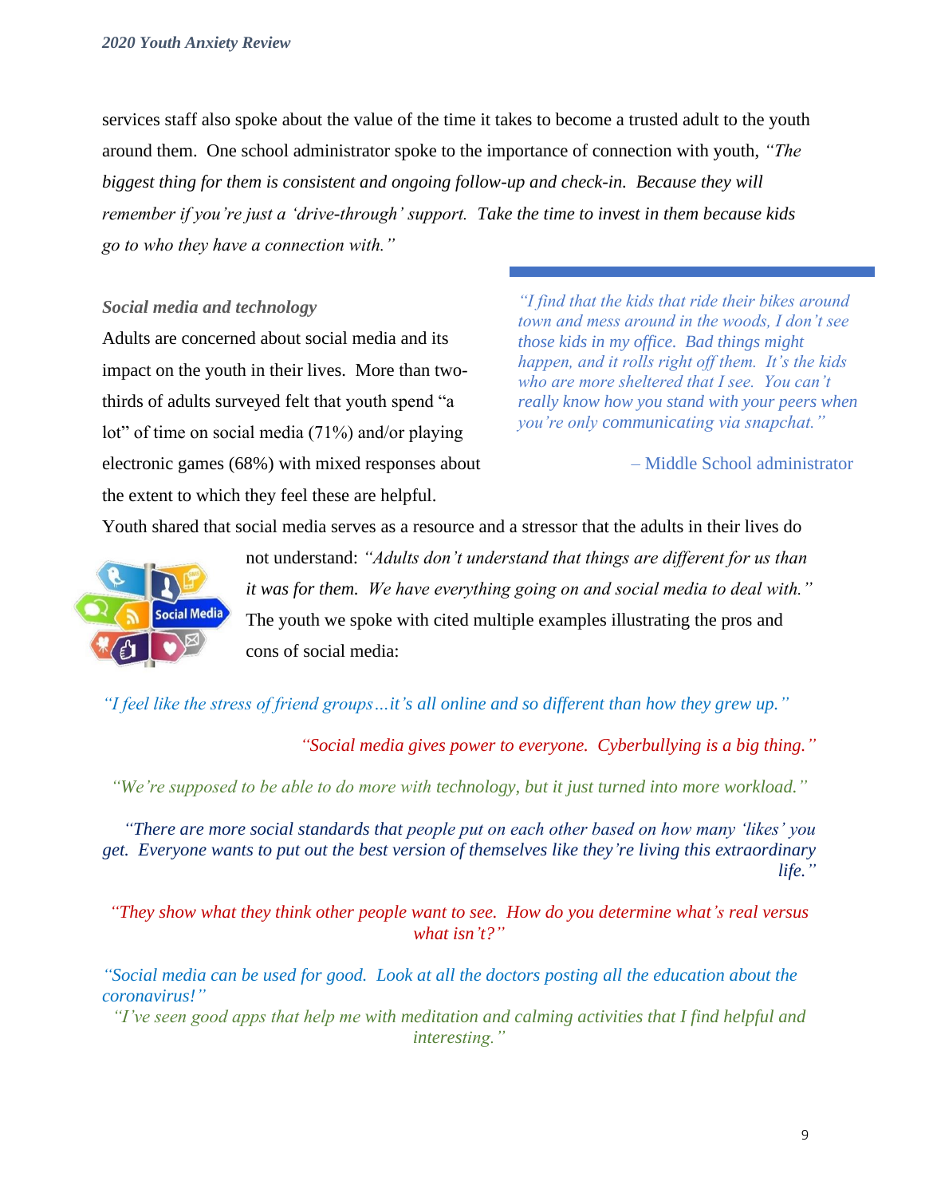services staff also spoke about the value of the time it takes to become a trusted adult to the youth around them. One school administrator spoke to the importance of connection with youth, *"The biggest thing for them is consistent and ongoing follow-up and check-in. Because they will remember if you're just a 'drive-through' support. Take the time to invest in them because kids go to who they have a connection with."*

*Social media and technology*

Adults are concerned about social media and its impact on the youth in their lives. More than two-thirds of adults surveyed felt that youth spend "a lot" of time on social media (71%) and/or playing electronic games (68%) with mixed responses about the extent to which they feel these are helpful.

> *"I find that the kids that ride their bikes around town and mess around in the woods, I don't see those kids in my office. Bad things might happen, and it rolls right off them. It's the kids who are more sheltered that I see. You can't really know how you stand with your peers when you're only communicating via snapchat."*
>
> – Middle School administrator

Youth shared that social media serves as a resource and a stressor that the adults in their lives do not understand: *"Adults don't understand that things are different for us than it was for them. We have everything going on and social media to deal with."* The youth we spoke with cited multiple examples illustrating the pros and cons of social media:

*"I feel like the stress of friend groups…it's all online and so different than how they grew up."*

*"Social media gives power to everyone. Cyberbullying is a big thing."*

*"We're supposed to be able to do more with technology, but it just turned into more workload."*

*"There are more social standards that people put on each other based on how many 'likes' you get. Everyone wants to put out the best version of themselves like they're living this extraordinary life."*

*"They show what they think other people want to see. How do you determine what's real versus what isn't?"*

*"Social media can be used for good. Look at all the doctors posting all the education about the coronavirus!"*

*"I've seen good apps that help me with meditation and calming activities that I find helpful and interesting."*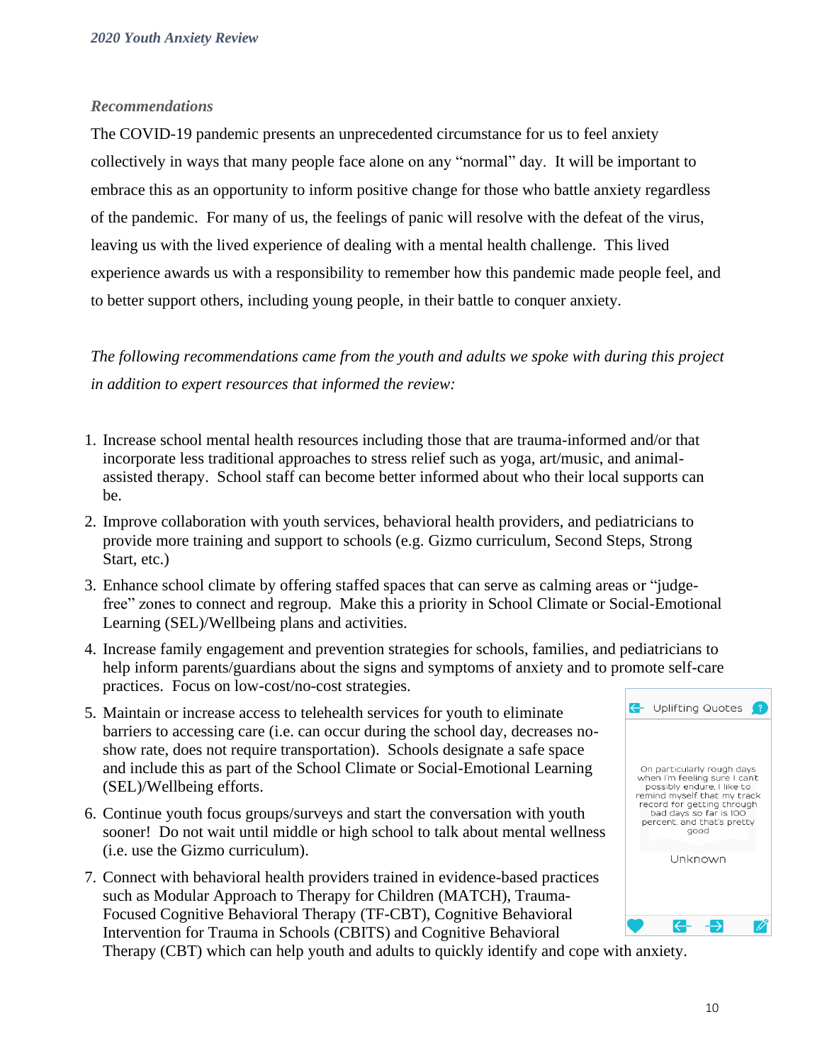### *Recommendations*

The COVID-19 pandemic presents an unprecedented circumstance for us to feel anxiety collectively in ways that many people face alone on any "normal" day. It will be important to embrace this as an opportunity to inform positive change for those who battle anxiety regardless of the pandemic. For many of us, the feelings of panic will resolve with the defeat of the virus, leaving us with the lived experience of dealing with a mental health challenge. This lived experience awards us with a responsibility to remember how this pandemic made people feel, and to better support others, including young people, in their battle to conquer anxiety.

*The following recommendations came from the youth and adults we spoke with during this project in addition to expert resources that informed the review:*

1. Increase school mental health resources including those that are trauma-informed and/or that incorporate less traditional approaches to stress relief such as yoga, art/music, and animal-assisted therapy. School staff can become better informed about who their local supports can be.
2. Improve collaboration with youth services, behavioral health providers, and pediatricians to provide more training and support to schools (e.g. Gizmo curriculum, Second Steps, Strong Start, etc.)
3. Enhance school climate by offering staffed spaces that can serve as calming areas or "judge-free" zones to connect and regroup. Make this a priority in School Climate or Social-Emotional Learning (SEL)/Wellbeing plans and activities.
4. Increase family engagement and prevention strategies for schools, families, and pediatricians to help inform parents/guardians about the signs and symptoms of anxiety and to promote self-care practices. Focus on low-cost/no-cost strategies.
5. Maintain or increase access to telehealth services for youth to eliminate barriers to accessing care (i.e. can occur during the school day, decreases no-show rate, does not require transportation). Schools designate a safe space and include this as part of the School Climate or Social-Emotional Learning (SEL)/Wellbeing efforts.
6. Continue youth focus groups/surveys and start the conversation with youth sooner! Do not wait until middle or high school to talk about mental wellness (i.e. use the Gizmo curriculum).
7. Connect with behavioral health providers trained in evidence-based practices such as Modular Approach to Therapy for Children (MATCH), Trauma-Focused Cognitive Behavioral Therapy (TF-CBT), Cognitive Behavioral Intervention for Trauma in Schools (CBITS) and Cognitive Behavioral Therapy (CBT) which can help youth and adults to quickly identify and cope with anxiety.

> Uplifting Quotes
>
> On particularly rough days when I'm feeling sure I can't possibly endure, I like to remind myself that my track record for getting through bad days so far is 100 percent, and that's pretty good
>
> Unknown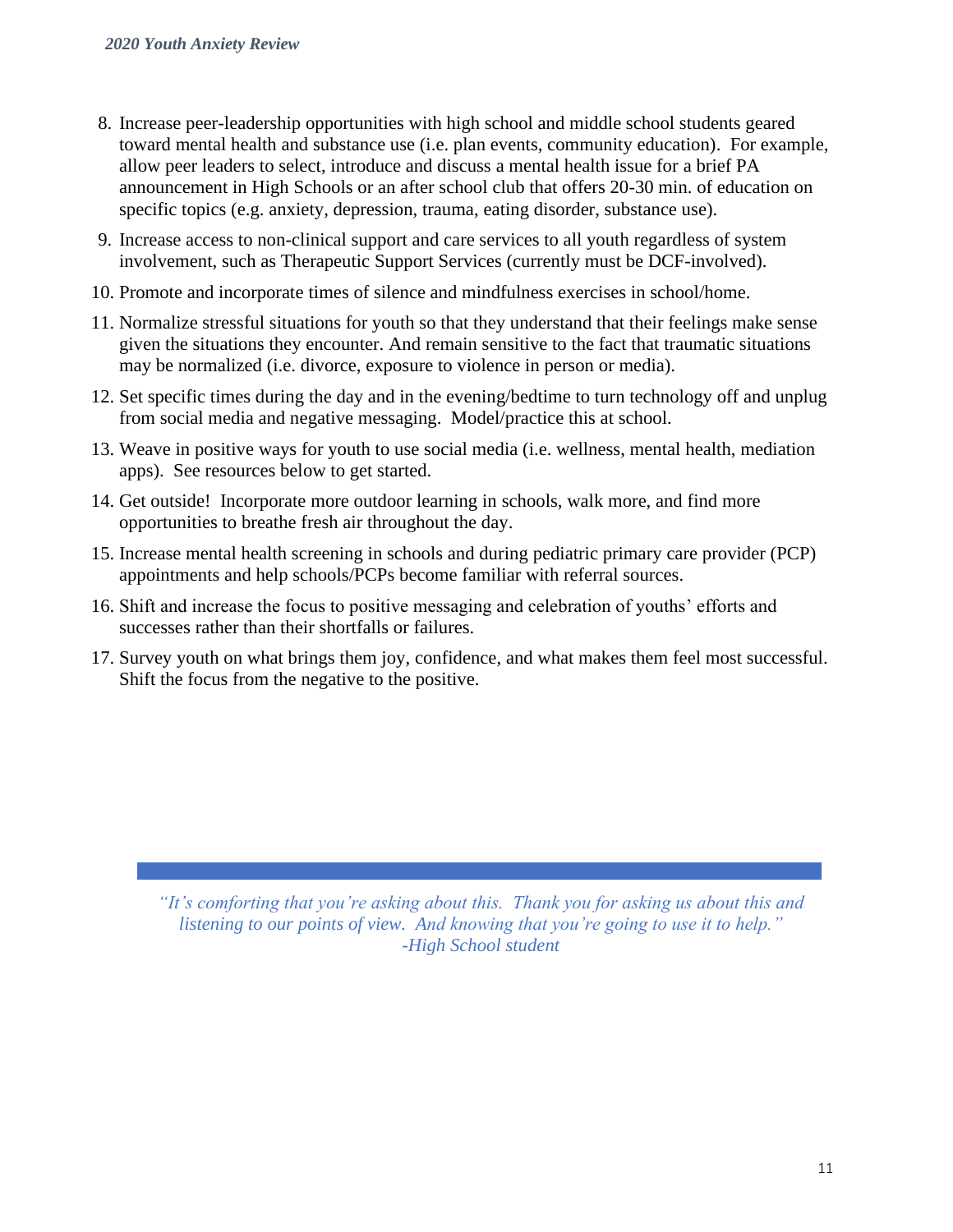8. Increase peer-leadership opportunities with high school and middle school students geared toward mental health and substance use (i.e. plan events, community education). For example, allow peer leaders to select, introduce and discuss a mental health issue for a brief PA announcement in High Schools or an after school club that offers 20-30 min. of education on specific topics (e.g. anxiety, depression, trauma, eating disorder, substance use).
9. Increase access to non-clinical support and care services to all youth regardless of system involvement, such as Therapeutic Support Services (currently must be DCF-involved).
10. Promote and incorporate times of silence and mindfulness exercises in school/home.
11. Normalize stressful situations for youth so that they understand that their feelings make sense given the situations they encounter. And remain sensitive to the fact that traumatic situations may be normalized (i.e. divorce, exposure to violence in person or media).
12. Set specific times during the day and in the evening/bedtime to turn technology off and unplug from social media and negative messaging. Model/practice this at school.
13. Weave in positive ways for youth to use social media (i.e. wellness, mental health, mediation apps). See resources below to get started.
14. Get outside! Incorporate more outdoor learning in schools, walk more, and find more opportunities to breathe fresh air throughout the day.
15. Increase mental health screening in schools and during pediatric primary care provider (PCP) appointments and help schools/PCPs become familiar with referral sources.
16. Shift and increase the focus to positive messaging and celebration of youths' efforts and successes rather than their shortfalls or failures.
17. Survey youth on what brings them joy, confidence, and what makes them feel most successful. Shift the focus from the negative to the positive.

*"It's comforting that you're asking about this. Thank you for asking us about this and listening to our points of view. And knowing that you're going to use it to help."*
*-High School student*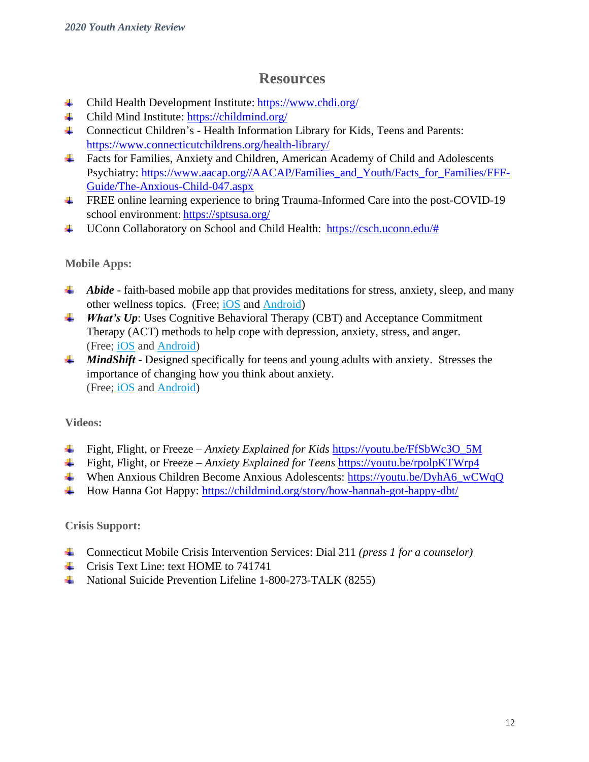## Resources

- Child Health Development Institute: https://www.chdi.org/
- Child Mind Institute: https://childmind.org/
- Connecticut Children's - Health Information Library for Kids, Teens and Parents: https://www.connecticutchildrens.org/health-library/
- Facts for Families, Anxiety and Children, American Academy of Child and Adolescents Psychiatry: https://www.aacap.org//AACAP/Families_and_Youth/Facts_for_Families/FFF-Guide/The-Anxious-Child-047.aspx
- FREE online learning experience to bring Trauma-Informed Care into the post-COVID-19 school environment: https://sptsusa.org/
- UConn Collaboratory on School and Child Health: https://csch.uconn.edu/#

### Mobile Apps:

- ***Abide*** - faith-based mobile app that provides meditations for stress, anxiety, sleep, and many other wellness topics. (Free; iOS and Android)
- ***What's Up***: Uses Cognitive Behavioral Therapy (CBT) and Acceptance Commitment Therapy (ACT) methods to help cope with depression, anxiety, stress, and anger. (Free; iOS and Android)
- ***MindShift*** - Designed specifically for teens and young adults with anxiety. Stresses the importance of changing how you think about anxiety. (Free; iOS and Android)

### Videos:

- Fight, Flight, or Freeze – *Anxiety Explained for Kids* https://youtu.be/FfSbWc3O_5M
- Fight, Flight, or Freeze – *Anxiety Explained for Teens* https://youtu.be/rpolpKTWrp4
- When Anxious Children Become Anxious Adolescents: https://youtu.be/DyhA6_wCWqQ
- How Hanna Got Happy: https://childmind.org/story/how-hannah-got-happy-dbt/

### Crisis Support:

- Connecticut Mobile Crisis Intervention Services: Dial 211 *(press 1 for a counselor)*
- Crisis Text Line: text HOME to 741741
- National Suicide Prevention Lifeline 1-800-273-TALK (8255)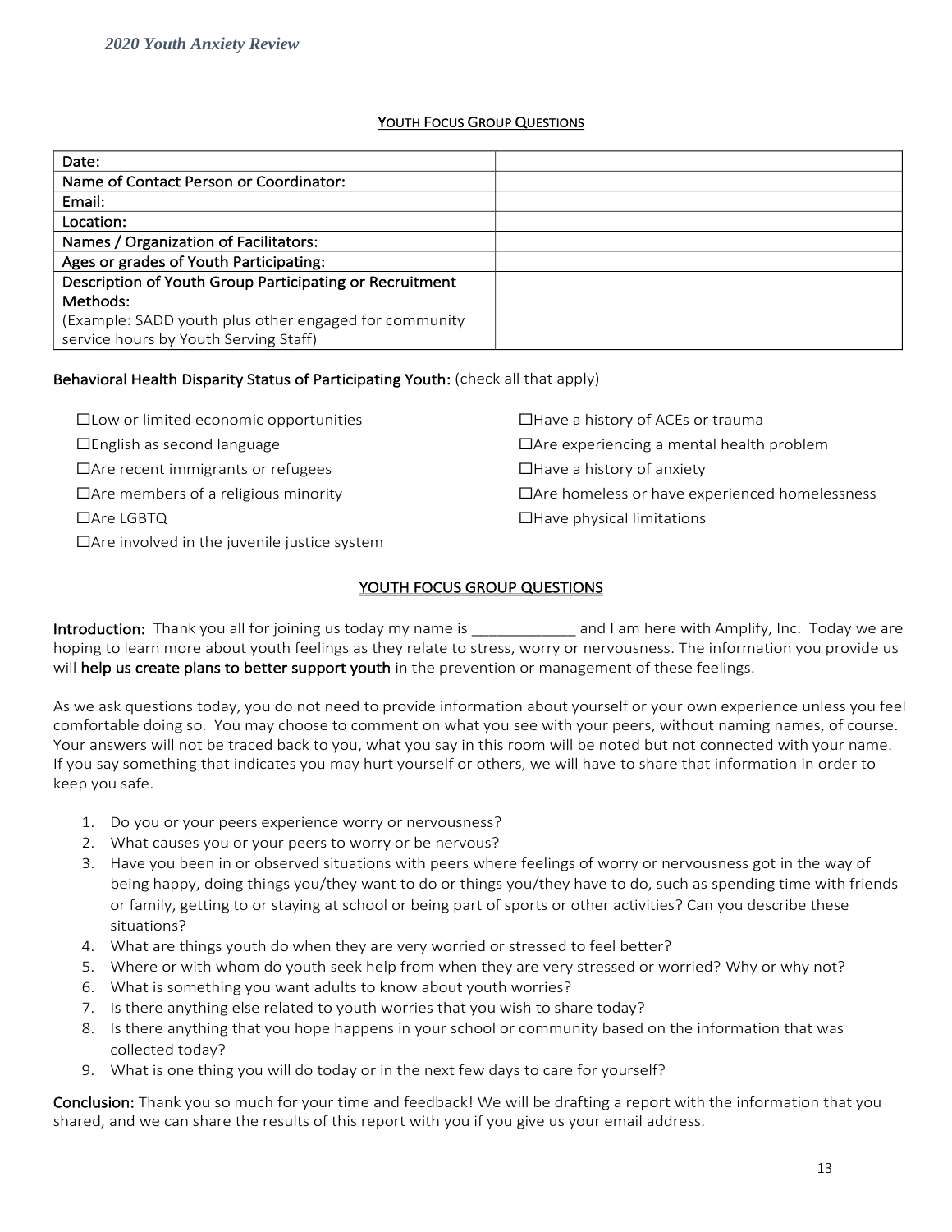## YOUTH FOCUS GROUP QUESTIONS

| Date: | |
|---|---|
| Name of Contact Person or Coordinator: | |
| Email: | |
| Location: | |
| Names / Organization of Facilitators: | |
| Ages or grades of Youth Participating: | |
| Description of Youth Group Participating or Recruitment Methods:<br>(Example: SADD youth plus other engaged for community service hours by Youth Serving Staff) | |

**Behavioral Health Disparity Status of Participating Youth:** (check all that apply)

☐Low or limited economic opportunities

☐English as second language

☐Are recent immigrants or refugees

☐Are members of a religious minority

☐Are LGBTQ

☐Are involved in the juvenile justice system

☐Have a history of ACEs or trauma

☐Are experiencing a mental health problem

☐Have a history of anxiety

☐Are homeless or have experienced homelessness

☐Have physical limitations

## YOUTH FOCUS GROUP QUESTIONS

**Introduction:** Thank you all for joining us today my name is _____________ and I am here with Amplify, Inc. Today we are hoping to learn more about youth feelings as they relate to stress, worry or nervousness. The information you provide us will **help us create plans to better support youth** in the prevention or management of these feelings.

As we ask questions today, you do not need to provide information about yourself or your own experience unless you feel comfortable doing so. You may choose to comment on what you see with your peers, without naming names, of course. Your answers will not be traced back to you, what you say in this room will be noted but not connected with your name. If you say something that indicates you may hurt yourself or others, we will have to share that information in order to keep you safe.

1. Do you or your peers experience worry or nervousness?
2. What causes you or your peers to worry or be nervous?
3. Have you been in or observed situations with peers where feelings of worry or nervousness got in the way of being happy, doing things you/they want to do or things you/they have to do, such as spending time with friends or family, getting to or staying at school or being part of sports or other activities? Can you describe these situations?
4. What are things youth do when they are very worried or stressed to feel better?
5. Where or with whom do youth seek help from when they are very stressed or worried? Why or why not?
6. What is something you want adults to know about youth worries?
7. Is there anything else related to youth worries that you wish to share today?
8. Is there anything that you hope happens in your school or community based on the information that was collected today?
9. What is one thing you will do today or in the next few days to care for yourself?

**Conclusion:** Thank you so much for your time and feedback! We will be drafting a report with the information that you shared, and we can share the results of this report with you if you give us your email address.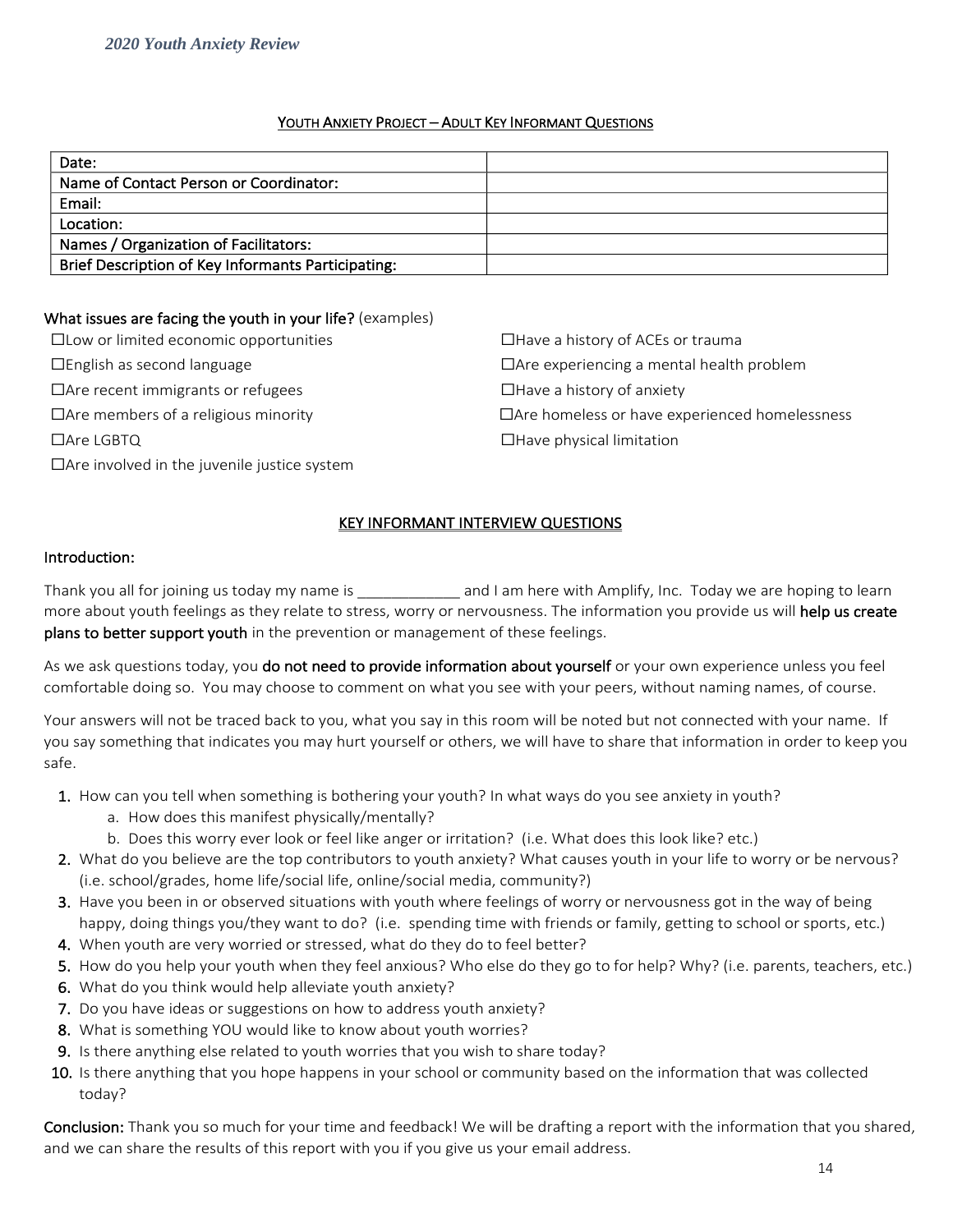## YOUTH ANXIETY PROJECT – ADULT KEY INFORMANT QUESTIONS

| | |
|---|---|
| Date: | |
| Name of Contact Person or Coordinator: | |
| Email: | |
| Location: | |
| Names / Organization of Facilitators: | |
| Brief Description of Key Informants Participating: | |

**What issues are facing the youth in your life?** (examples)

☐Low or limited economic opportunities

☐English as second language

☐Are recent immigrants or refugees

☐Are members of a religious minority

☐Are LGBTQ

☐Are involved in the juvenile justice system

☐Have a history of ACEs or trauma

☐Are experiencing a mental health problem

☐Have a history of anxiety

☐Are homeless or have experienced homelessness

☐Have physical limitation

## KEY INFORMANT INTERVIEW QUESTIONS

**Introduction:**

Thank you all for joining us today my name is ____________ and I am here with Amplify, Inc. Today we are hoping to learn more about youth feelings as they relate to stress, worry or nervousness. The information you provide us will **help us create plans to better support youth** in the prevention or management of these feelings.

As we ask questions today, you **do not need to provide information about yourself** or your own experience unless you feel comfortable doing so. You may choose to comment on what you see with your peers, without naming names, of course.

Your answers will not be traced back to you, what you say in this room will be noted but not connected with your name. If you say something that indicates you may hurt yourself or others, we will have to share that information in order to keep you safe.

1. How can you tell when something is bothering your youth? In what ways do you see anxiety in youth?
   a. How does this manifest physically/mentally?
   b. Does this worry ever look or feel like anger or irritation? (i.e. What does this look like? etc.)
2. What do you believe are the top contributors to youth anxiety? What causes youth in your life to worry or be nervous? (i.e. school/grades, home life/social life, online/social media, community?)
3. Have you been in or observed situations with youth where feelings of worry or nervousness got in the way of being happy, doing things you/they want to do? (i.e. spending time with friends or family, getting to school or sports, etc.)
4. When youth are very worried or stressed, what do they do to feel better?
5. How do you help your youth when they feel anxious? Who else do they go to for help? Why? (i.e. parents, teachers, etc.)
6. What do you think would help alleviate youth anxiety?
7. Do you have ideas or suggestions on how to address youth anxiety?
8. What is something YOU would like to know about youth worries?
9. Is there anything else related to youth worries that you wish to share today?
10. Is there anything that you hope happens in your school or community based on the information that was collected today?

**Conclusion:** Thank you so much for your time and feedback! We will be drafting a report with the information that you shared, and we can share the results of this report with you if you give us your email address.